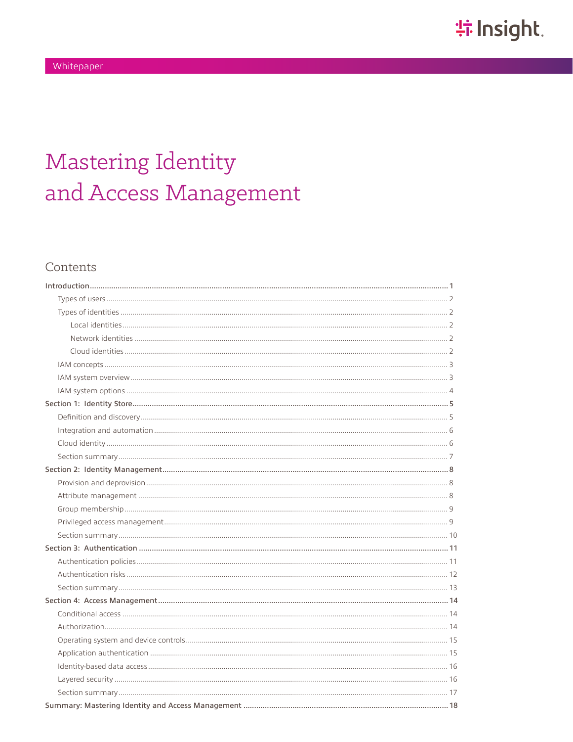Whitepaper

# Mastering Identity and Access Management

## Contents

- **Introduction** ..... 1
  - Types of users ..... 2
  - Types of identities ..... 2
    - Local identities ..... 2
    - Network identities ..... 2
    - Cloud identities ..... 2
  - IAM concepts ..... 3
  - IAM system overview ..... 3
  - IAM system options ..... 4
- **Section 1: Identity Store** ..... 5
  - Definition and discovery ..... 5
  - Integration and automation ..... 6
  - Cloud identity ..... 6
  - Section summary ..... 7
- **Section 2: Identity Management** ..... 8
  - Provision and deprovision ..... 8
  - Attribute management ..... 8
  - Group membership ..... 9
  - Privileged access management ..... 9
  - Section summary ..... 10
- **Section 3: Authentication** ..... 11
  - Authentication policies ..... 11
  - Authentication risks ..... 12
  - Section summary ..... 13
- **Section 4: Access Management** ..... 14
  - Conditional access ..... 14
  - Authorization ..... 14
  - Operating system and device controls ..... 15
  - Application authentication ..... 15
  - Identity-based data access ..... 16
  - Layered security ..... 16
  - Section summary ..... 17
- **Summary: Mastering Identity and Access Management** ..... 18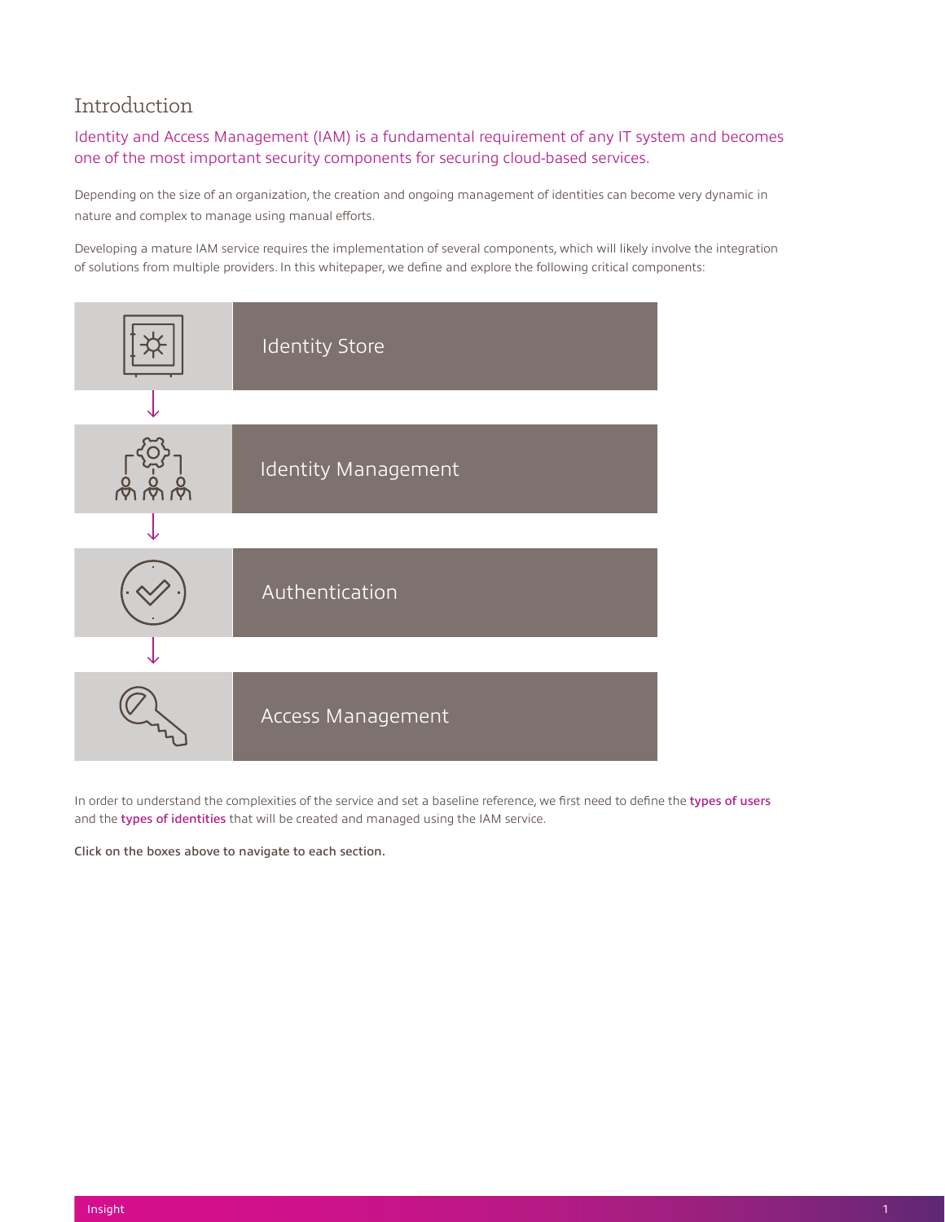# Introduction

Identity and Access Management (IAM) is a fundamental requirement of any IT system and becomes one of the most important security components for securing cloud-based services.

Depending on the size of an organization, the creation and ongoing management of identities can become very dynamic in nature and complex to manage using manual efforts.

Developing a mature IAM service requires the implementation of several components, which will likely involve the integration of solutions from multiple providers. In this whitepaper, we define and explore the following critical components:

- Identity Store
- Identity Management
- Authentication
- Access Management

In order to understand the complexities of the service and set a baseline reference, we first need to define the types of users and the types of identities that will be created and managed using the IAM service.

**Click on the boxes above to navigate to each section.**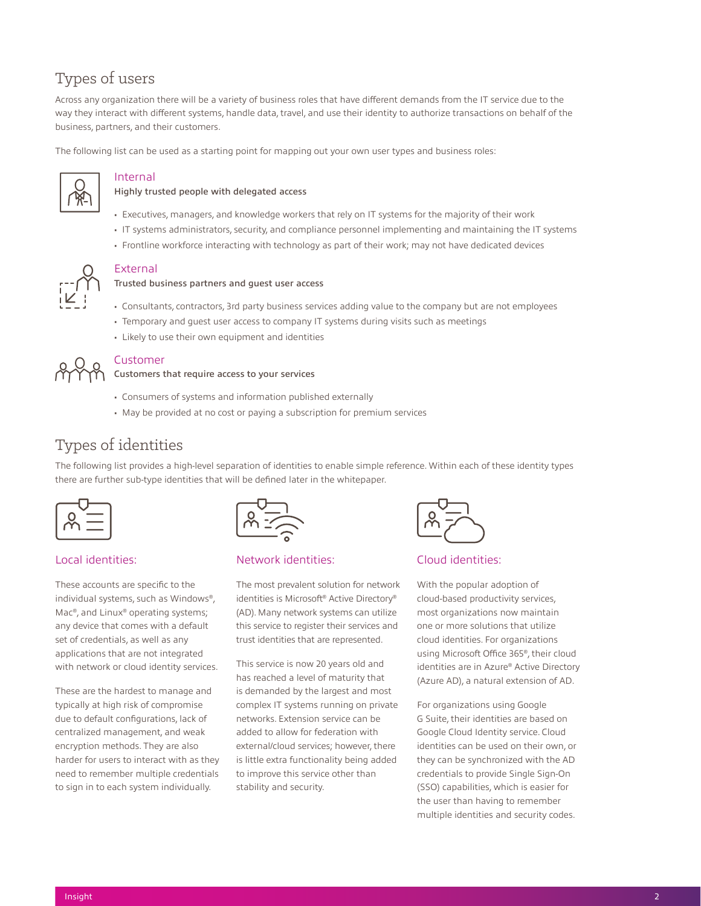## Types of users

Across any organization there will be a variety of business roles that have different demands from the IT service due to the way they interact with different systems, handle data, travel, and use their identity to authorize transactions on behalf of the business, partners, and their customers.

The following list can be used as a starting point for mapping out your own user types and business roles:

### Internal

**Highly trusted people with delegated access**

- Executives, managers, and knowledge workers that rely on IT systems for the majority of their work
- IT systems administrators, security, and compliance personnel implementing and maintaining the IT systems
- Frontline workforce interacting with technology as part of their work; may not have dedicated devices

### External

**Trusted business partners and guest user access**

- Consultants, contractors, 3rd party business services adding value to the company but are not employees
- Temporary and guest user access to company IT systems during visits such as meetings
- Likely to use their own equipment and identities

### Customer

**Customers that require access to your services**

- Consumers of systems and information published externally
- May be provided at no cost or paying a subscription for premium services

## Types of identities

The following list provides a high-level separation of identities to enable simple reference. Within each of these identity types there are further sub-type identities that will be defined later in the whitepaper.

### Local identities:

These accounts are specific to the individual systems, such as Windows®, Mac®, and Linux® operating systems; any device that comes with a default set of credentials, as well as any applications that are not integrated with network or cloud identity services.

These are the hardest to manage and typically at high risk of compromise due to default configurations, lack of centralized management, and weak encryption methods. They are also harder for users to interact with as they need to remember multiple credentials to sign in to each system individually.

### Network identities:

The most prevalent solution for network identities is Microsoft® Active Directory® (AD). Many network systems can utilize this service to register their services and trust identities that are represented.

This service is now 20 years old and has reached a level of maturity that is demanded by the largest and most complex IT systems running on private networks. Extension service can be added to allow for federation with external/cloud services; however, there is little extra functionality being added to improve this service other than stability and security.

### Cloud identities:

With the popular adoption of cloud-based productivity services, most organizations now maintain one or more solutions that utilize cloud identities. For organizations using Microsoft Office 365®, their cloud identities are in Azure® Active Directory (Azure AD), a natural extension of AD.

For organizations using Google G Suite, their identities are based on Google Cloud Identity service. Cloud identities can be used on their own, or they can be synchronized with the AD credentials to provide Single Sign-On (SSO) capabilities, which is easier for the user than having to remember multiple identities and security codes.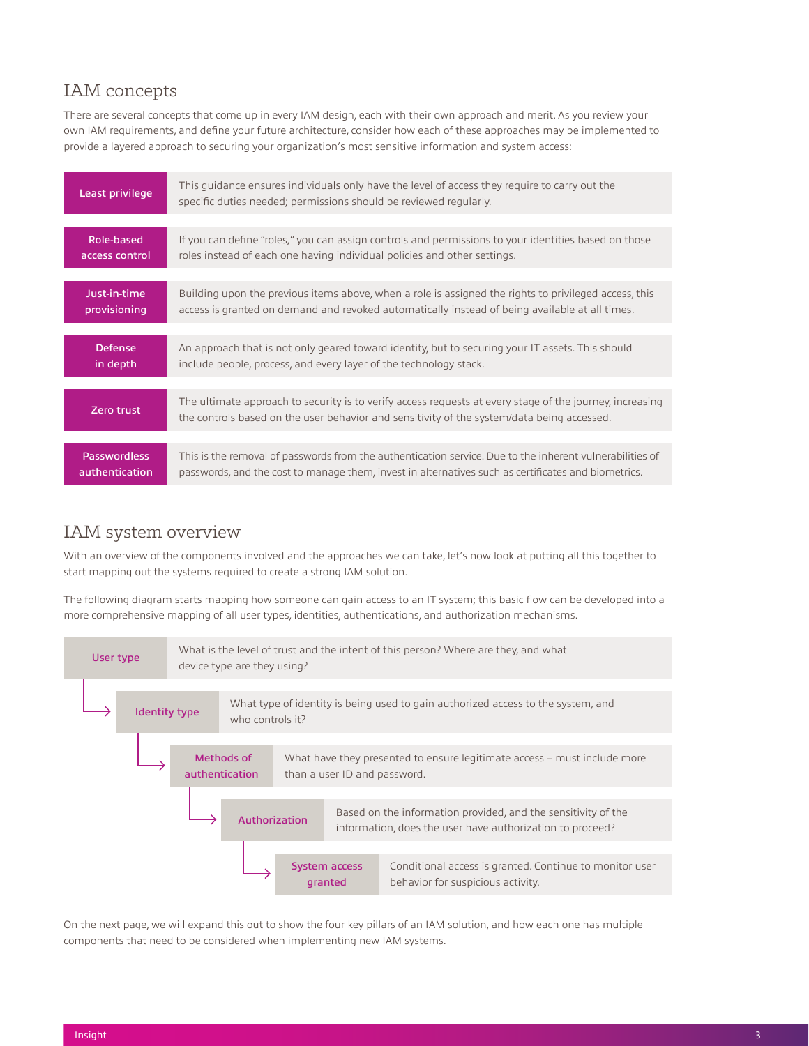## IAM concepts

There are several concepts that come up in every IAM design, each with their own approach and merit. As you review your own IAM requirements, and define your future architecture, consider how each of these approaches may be implemented to provide a layered approach to securing your organization's most sensitive information and system access:

| Concept | Description |
|---|---|
| Least privilege | This guidance ensures individuals only have the level of access they require to carry out the specific duties needed; permissions should be reviewed regularly. |
| Role-based access control | If you can define "roles," you can assign controls and permissions to your identities based on those roles instead of each one having individual policies and other settings. |
| Just-in-time provisioning | Building upon the previous items above, when a role is assigned the rights to privileged access, this access is granted on demand and revoked automatically instead of being available at all times. |
| Defense in depth | An approach that is not only geared toward identity, but to securing your IT assets. This should include people, process, and every layer of the technology stack. |
| Zero trust | The ultimate approach to security is to verify access requests at every stage of the journey, increasing the controls based on the user behavior and sensitivity of the system/data being accessed. |
| Passwordless authentication | This is the removal of passwords from the authentication service. Due to the inherent vulnerabilities of passwords, and the cost to manage them, invest in alternatives such as certificates and biometrics. |

## IAM system overview

With an overview of the components involved and the approaches we can take, let's now look at putting all this together to start mapping out the systems required to create a strong IAM solution.

The following diagram starts mapping how someone can gain access to an IT system; this basic flow can be developed into a more comprehensive mapping of all user types, identities, authentications, and authorization mechanisms.

| Step | Description |
|---|---|
| User type | What is the level of trust and the intent of this person? Where are they, and what device type are they using? |
| → Identity type | What type of identity is being used to gain authorized access to the system, and who controls it? |
| → Methods of authentication | What have they presented to ensure legitimate access – must include more than a user ID and password. |
| → Authorization | Based on the information provided, and the sensitivity of the information, does the user have authorization to proceed? |
| → System access granted | Conditional access is granted. Continue to monitor user behavior for suspicious activity. |

On the next page, we will expand this out to show the four key pillars of an IAM solution, and how each one has multiple components that need to be considered when implementing new IAM systems.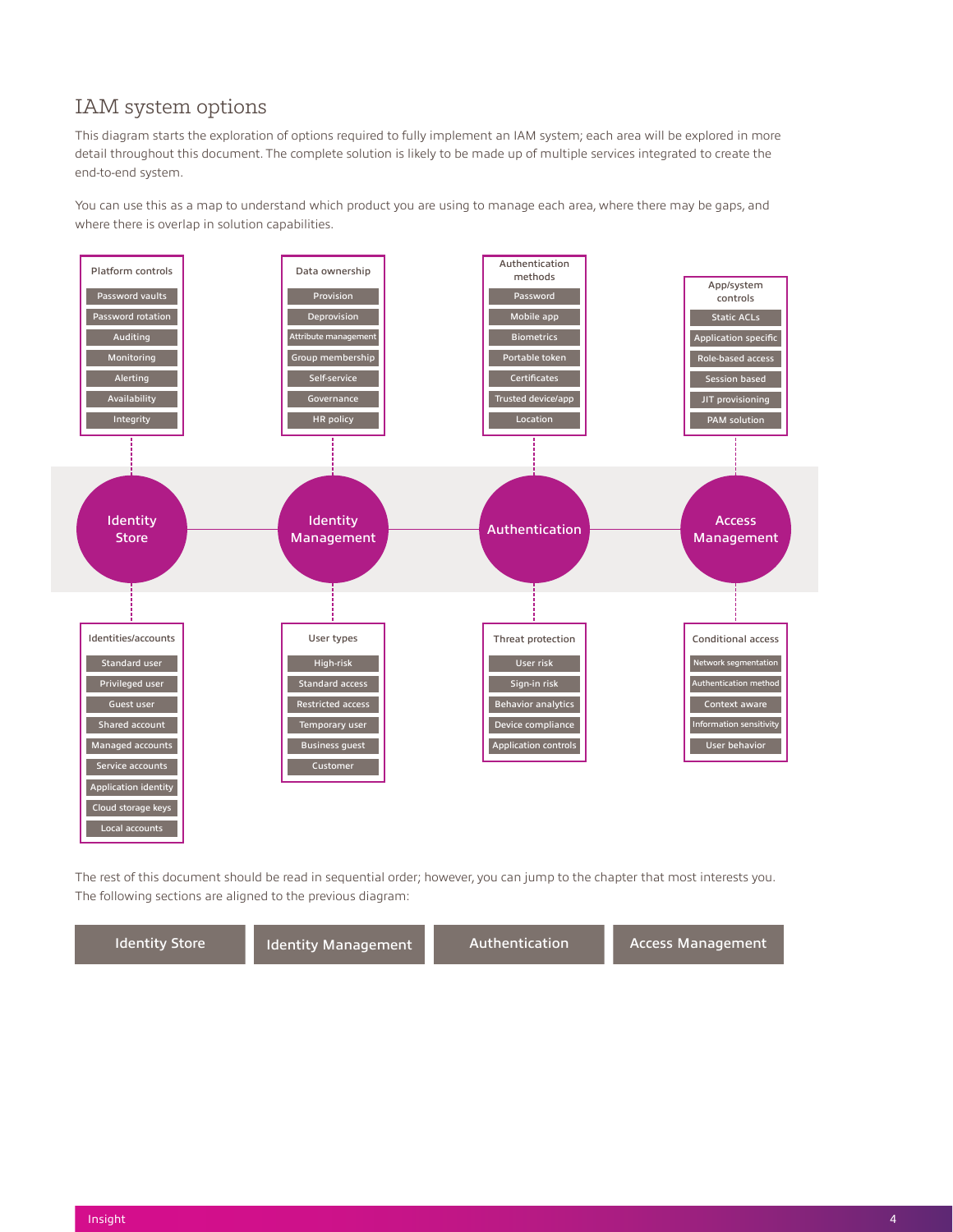# IAM system options

This diagram starts the exploration of options required to fully implement an IAM system; each area will be explored in more detail throughout this document. The complete solution is likely to be made up of multiple services integrated to create the end-to-end system.

You can use this as a map to understand which product you are using to manage each area, where there may be gaps, and where there is overlap in solution capabilities.

**Identity Store**

Platform controls:
- Password vaults
- Password rotation
- Auditing
- Monitoring
- Alerting
- Availability
- Integrity

Identities/accounts:
- Standard user
- Privileged user
- Guest user
- Shared account
- Managed accounts
- Service accounts
- Application identity
- Cloud storage keys
- Local accounts

**Identity Management**

Data ownership:
- Provision
- Deprovision
- Attribute management
- Group membership
- Self-service
- Governance
- HR policy

User types:
- High-risk
- Standard access
- Restricted access
- Temporary user
- Business guest
- Customer

**Authentication**

Authentication methods:
- Password
- Mobile app
- Biometrics
- Portable token
- Certificates
- Trusted device/app
- Location

Threat protection:
- User risk
- Sign-in risk
- Behavior analytics
- Device compliance
- Application controls

**Access Management**

App/system controls:
- Static ACLs
- Application specific
- Role-based access
- Session based
- JIT provisioning
- PAM solution

Conditional access:
- Network segmentation
- Authentication method
- Context aware
- Information sensitivity
- User behavior

The rest of this document should be read in sequential order; however, you can jump to the chapter that most interests you. The following sections are aligned to the previous diagram:

Identity Store | Identity Management | Authentication | Access Management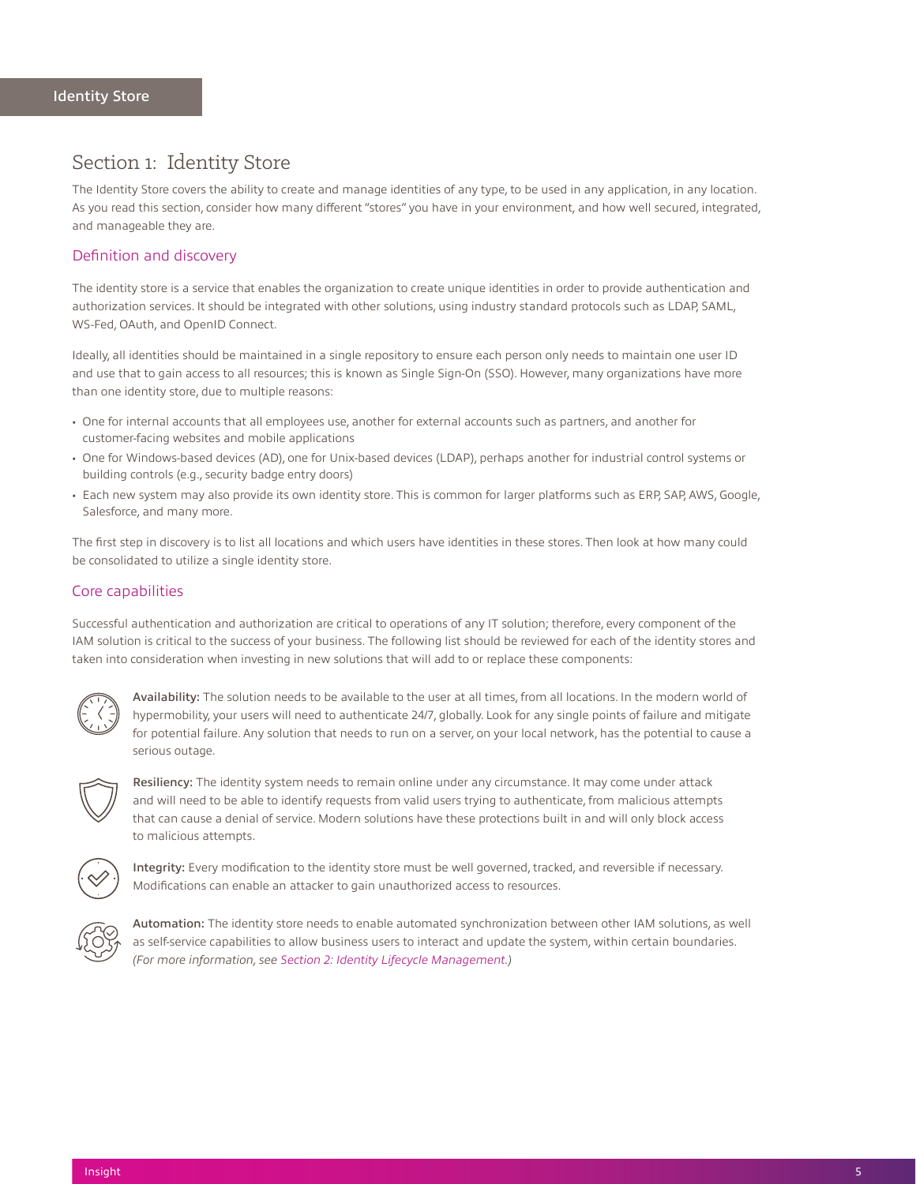# Section 1: Identity Store

The Identity Store covers the ability to create and manage identities of any type, to be used in any application, in any location. As you read this section, consider how many different "stores" you have in your environment, and how well secured, integrated, and manageable they are.

## Definition and discovery

The identity store is a service that enables the organization to create unique identities in order to provide authentication and authorization services. It should be integrated with other solutions, using industry standard protocols such as LDAP, SAML, WS-Fed, OAuth, and OpenID Connect.

Ideally, all identities should be maintained in a single repository to ensure each person only needs to maintain one user ID and use that to gain access to all resources; this is known as Single Sign-On (SSO). However, many organizations have more than one identity store, due to multiple reasons:

- One for internal accounts that all employees use, another for external accounts such as partners, and another for customer-facing websites and mobile applications
- One for Windows-based devices (AD), one for Unix-based devices (LDAP), perhaps another for industrial control systems or building controls (e.g., security badge entry doors)
- Each new system may also provide its own identity store. This is common for larger platforms such as ERP, SAP, AWS, Google, Salesforce, and many more.

The first step in discovery is to list all locations and which users have identities in these stores. Then look at how many could be consolidated to utilize a single identity store.

## Core capabilities

Successful authentication and authorization are critical to operations of any IT solution; therefore, every component of the IAM solution is critical to the success of your business. The following list should be reviewed for each of the identity stores and taken into consideration when investing in new solutions that will add to or replace these components:

**Availability:** The solution needs to be available to the user at all times, from all locations. In the modern world of hypermobility, your users will need to authenticate 24/7, globally. Look for any single points of failure and mitigate for potential failure. Any solution that needs to run on a server, on your local network, has the potential to cause a serious outage.

**Resiliency:** The identity system needs to remain online under any circumstance. It may come under attack and will need to be able to identify requests from valid users trying to authenticate, from malicious attempts that can cause a denial of service. Modern solutions have these protections built in and will only block access to malicious attempts.

**Integrity:** Every modification to the identity store must be well governed, tracked, and reversible if necessary. Modifications can enable an attacker to gain unauthorized access to resources.

**Automation:** The identity store needs to enable automated synchronization between other IAM solutions, as well as self-service capabilities to allow business users to interact and update the system, within certain boundaries. *(For more information, see Section 2: Identity Lifecycle Management.)*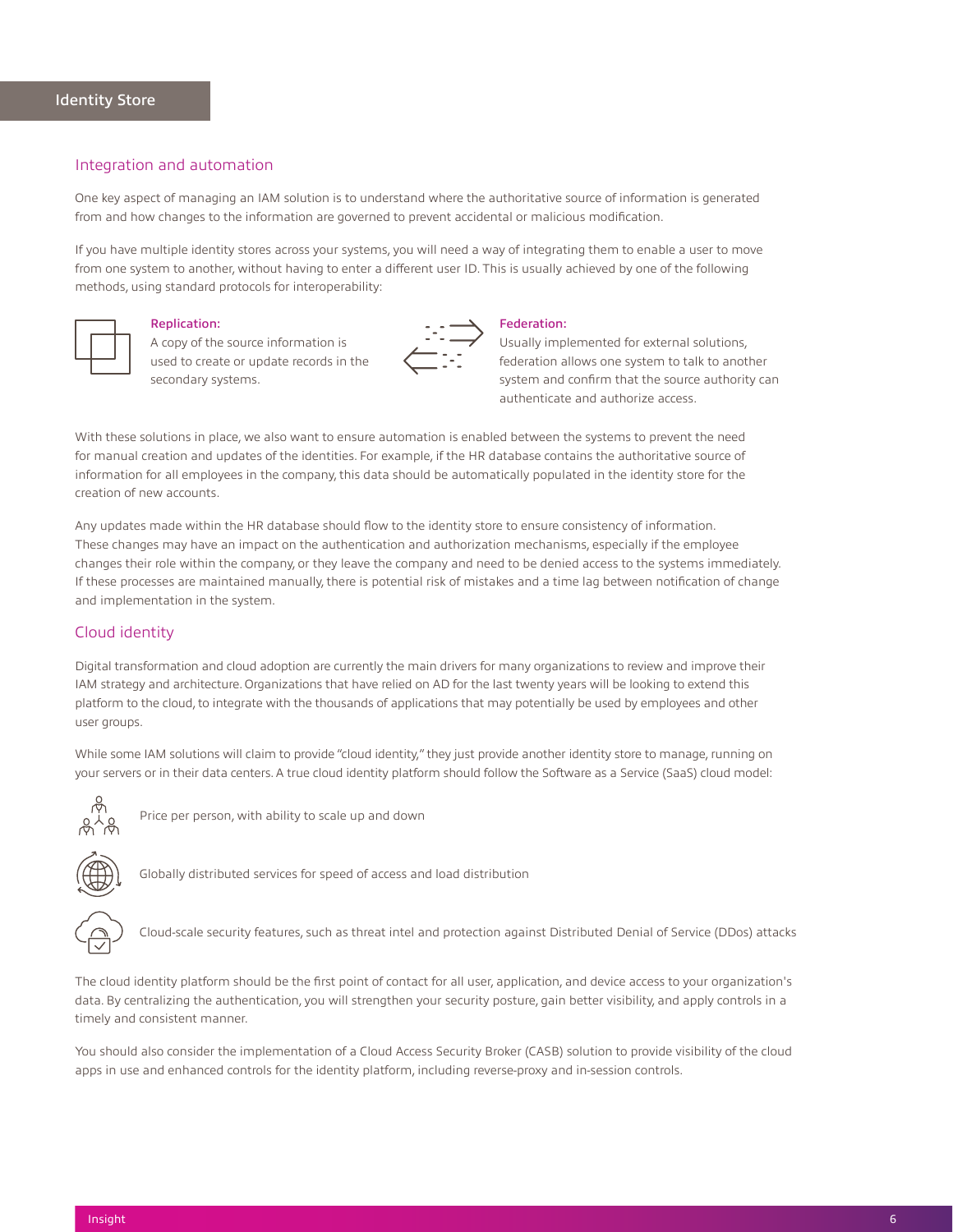## Identity Store

### Integration and automation

One key aspect of managing an IAM solution is to understand where the authoritative source of information is generated from and how changes to the information are governed to prevent accidental or malicious modification.

If you have multiple identity stores across your systems, you will need a way of integrating them to enable a user to move from one system to another, without having to enter a different user ID. This is usually achieved by one of the following methods, using standard protocols for interoperability:

**Replication:**
A copy of the source information is used to create or update records in the secondary systems.

**Federation:**
Usually implemented for external solutions, federation allows one system to talk to another system and confirm that the source authority can authenticate and authorize access.

With these solutions in place, we also want to ensure automation is enabled between the systems to prevent the need for manual creation and updates of the identities. For example, if the HR database contains the authoritative source of information for all employees in the company, this data should be automatically populated in the identity store for the creation of new accounts.

Any updates made within the HR database should flow to the identity store to ensure consistency of information. These changes may have an impact on the authentication and authorization mechanisms, especially if the employee changes their role within the company, or they leave the company and need to be denied access to the systems immediately. If these processes are maintained manually, there is potential risk of mistakes and a time lag between notification of change and implementation in the system.

### Cloud identity

Digital transformation and cloud adoption are currently the main drivers for many organizations to review and improve their IAM strategy and architecture. Organizations that have relied on AD for the last twenty years will be looking to extend this platform to the cloud, to integrate with the thousands of applications that may potentially be used by employees and other user groups.

While some IAM solutions will claim to provide "cloud identity," they just provide another identity store to manage, running on your servers or in their data centers. A true cloud identity platform should follow the Software as a Service (SaaS) cloud model:

- Price per person, with ability to scale up and down
- Globally distributed services for speed of access and load distribution
- Cloud-scale security features, such as threat intel and protection against Distributed Denial of Service (DDos) attacks

The cloud identity platform should be the first point of contact for all user, application, and device access to your organization's data. By centralizing the authentication, you will strengthen your security posture, gain better visibility, and apply controls in a timely and consistent manner.

You should also consider the implementation of a Cloud Access Security Broker (CASB) solution to provide visibility of the cloud apps in use and enhanced controls for the identity platform, including reverse-proxy and in-session controls.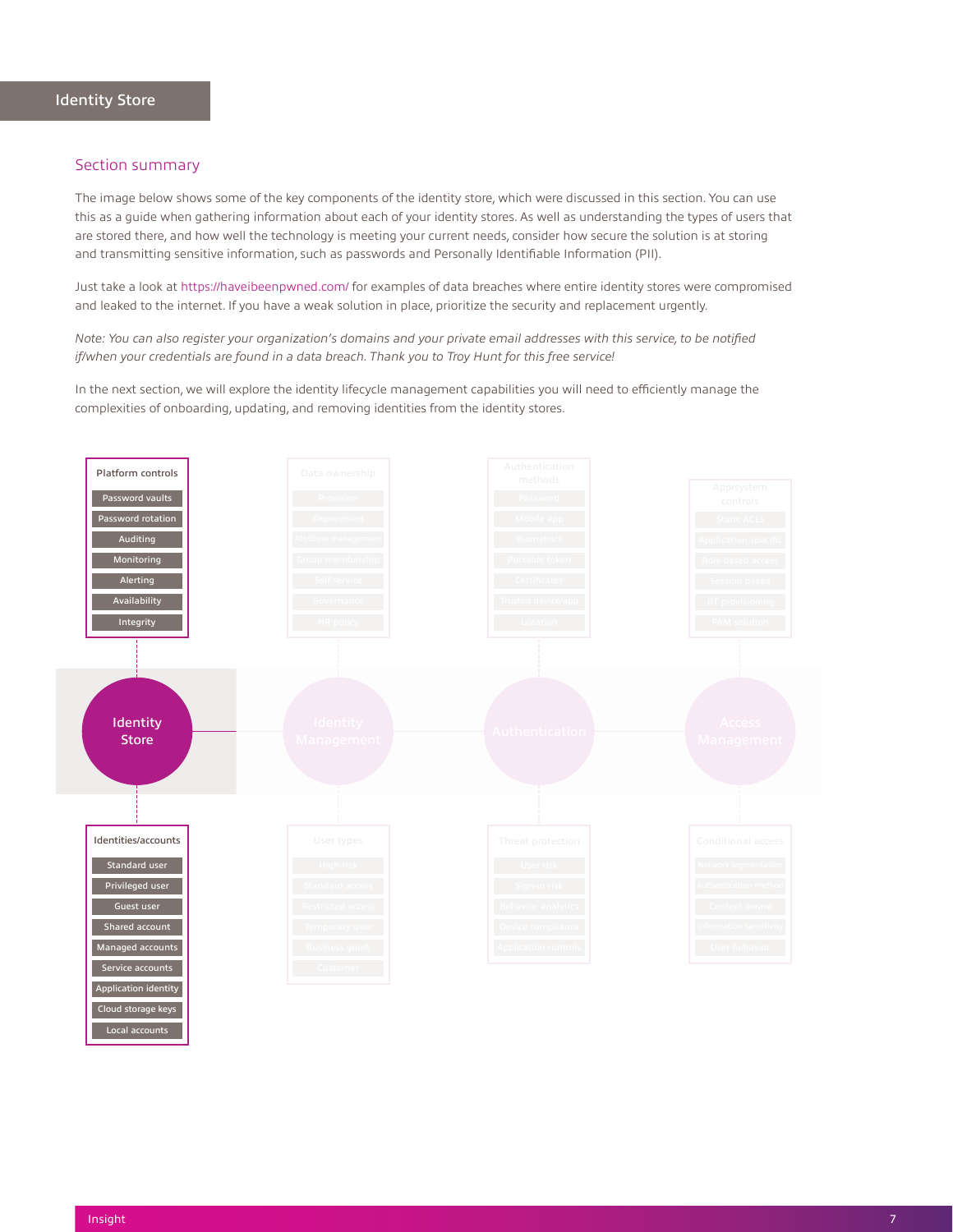# Identity Store

## Section summary

The image below shows some of the key components of the identity store, which were discussed in this section. You can use this as a guide when gathering information about each of your identity stores. As well as understanding the types of users that are stored there, and how well the technology is meeting your current needs, consider how secure the solution is at storing and transmitting sensitive information, such as passwords and Personally Identifiable Information (PII).

Just take a look at https://haveibeenpwned.com/ for examples of data breaches where entire identity stores were compromised and leaked to the internet. If you have a weak solution in place, prioritize the security and replacement urgently.

*Note: You can also register your organization's domains and your private email addresses with this service, to be notified if/when your credentials are found in a data breach. Thank you to Troy Hunt for this free service!*

In the next section, we will explore the identity lifecycle management capabilities you will need to efficiently manage the complexities of onboarding, updating, and removing identities from the identity stores.

**Platform controls**
- Password vaults
- Password rotation
- Auditing
- Monitoring
- Alerting
- Availability
- Integrity

**Identity Store**

**Identities/accounts**
- Standard user
- Privileged user
- Guest user
- Shared account
- Managed accounts
- Service accounts
- Application identity
- Cloud storage keys
- Local accounts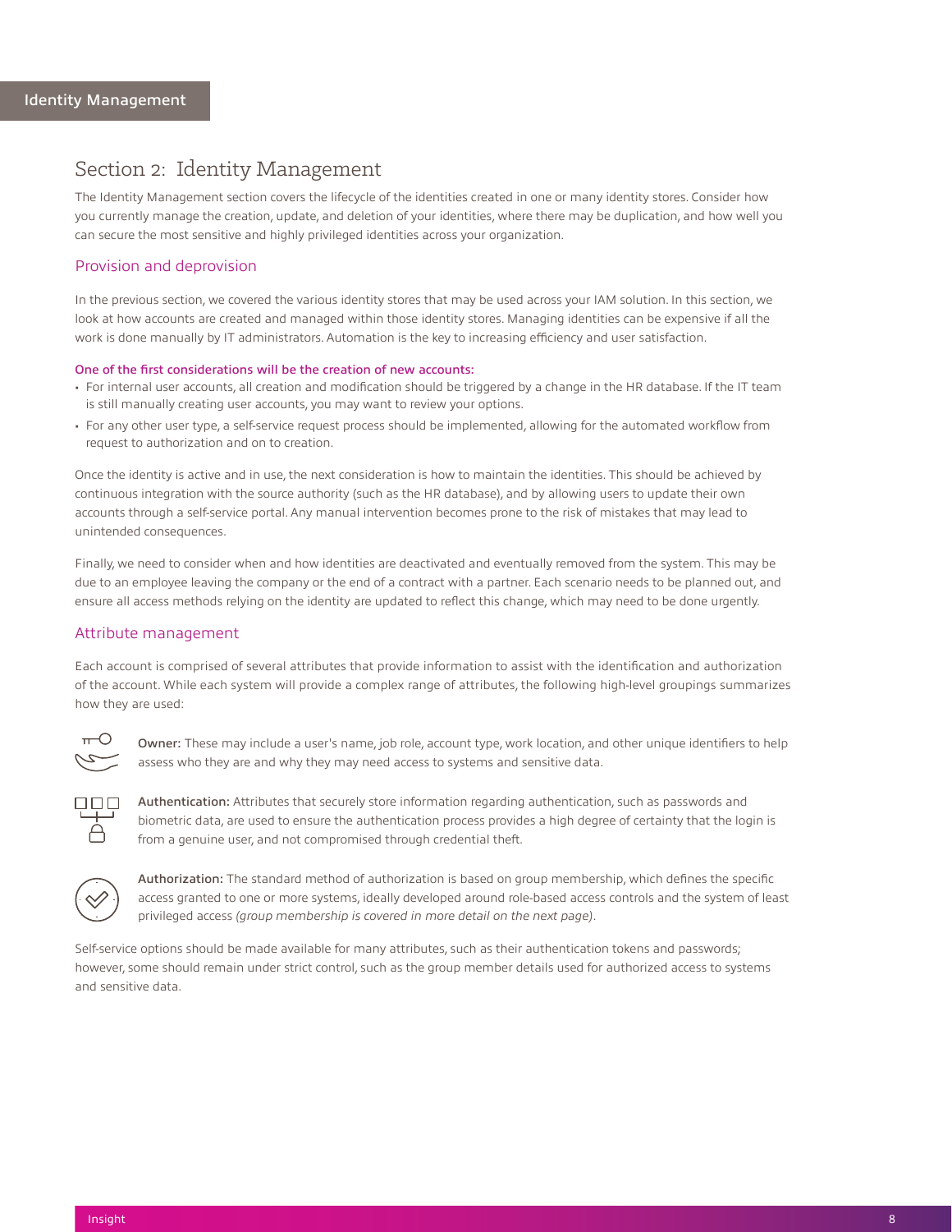# Section 2: Identity Management

The Identity Management section covers the lifecycle of the identities created in one or many identity stores. Consider how you currently manage the creation, update, and deletion of your identities, where there may be duplication, and how well you can secure the most sensitive and highly privileged identities across your organization.

## Provision and deprovision

In the previous section, we covered the various identity stores that may be used across your IAM solution. In this section, we look at how accounts are created and managed within those identity stores. Managing identities can be expensive if all the work is done manually by IT administrators. Automation is the key to increasing efficiency and user satisfaction.

**One of the first considerations will be the creation of new accounts:**

- For internal user accounts, all creation and modification should be triggered by a change in the HR database. If the IT team is still manually creating user accounts, you may want to review your options.
- For any other user type, a self-service request process should be implemented, allowing for the automated workflow from request to authorization and on to creation.

Once the identity is active and in use, the next consideration is how to maintain the identities. This should be achieved by continuous integration with the source authority (such as the HR database), and by allowing users to update their own accounts through a self-service portal. Any manual intervention becomes prone to the risk of mistakes that may lead to unintended consequences.

Finally, we need to consider when and how identities are deactivated and eventually removed from the system. This may be due to an employee leaving the company or the end of a contract with a partner. Each scenario needs to be planned out, and ensure all access methods relying on the identity are updated to reflect this change, which may need to be done urgently.

## Attribute management

Each account is comprised of several attributes that provide information to assist with the identification and authorization of the account. While each system will provide a complex range of attributes, the following high-level groupings summarizes how they are used:

**Owner:** These may include a user's name, job role, account type, work location, and other unique identifiers to help assess who they are and why they may need access to systems and sensitive data.

**Authentication:** Attributes that securely store information regarding authentication, such as passwords and biometric data, are used to ensure the authentication process provides a high degree of certainty that the login is from a genuine user, and not compromised through credential theft.

**Authorization:** The standard method of authorization is based on group membership, which defines the specific access granted to one or more systems, ideally developed around role-based access controls and the system of least privileged access *(group membership is covered in more detail on the next page)*.

Self-service options should be made available for many attributes, such as their authentication tokens and passwords; however, some should remain under strict control, such as the group member details used for authorized access to systems and sensitive data.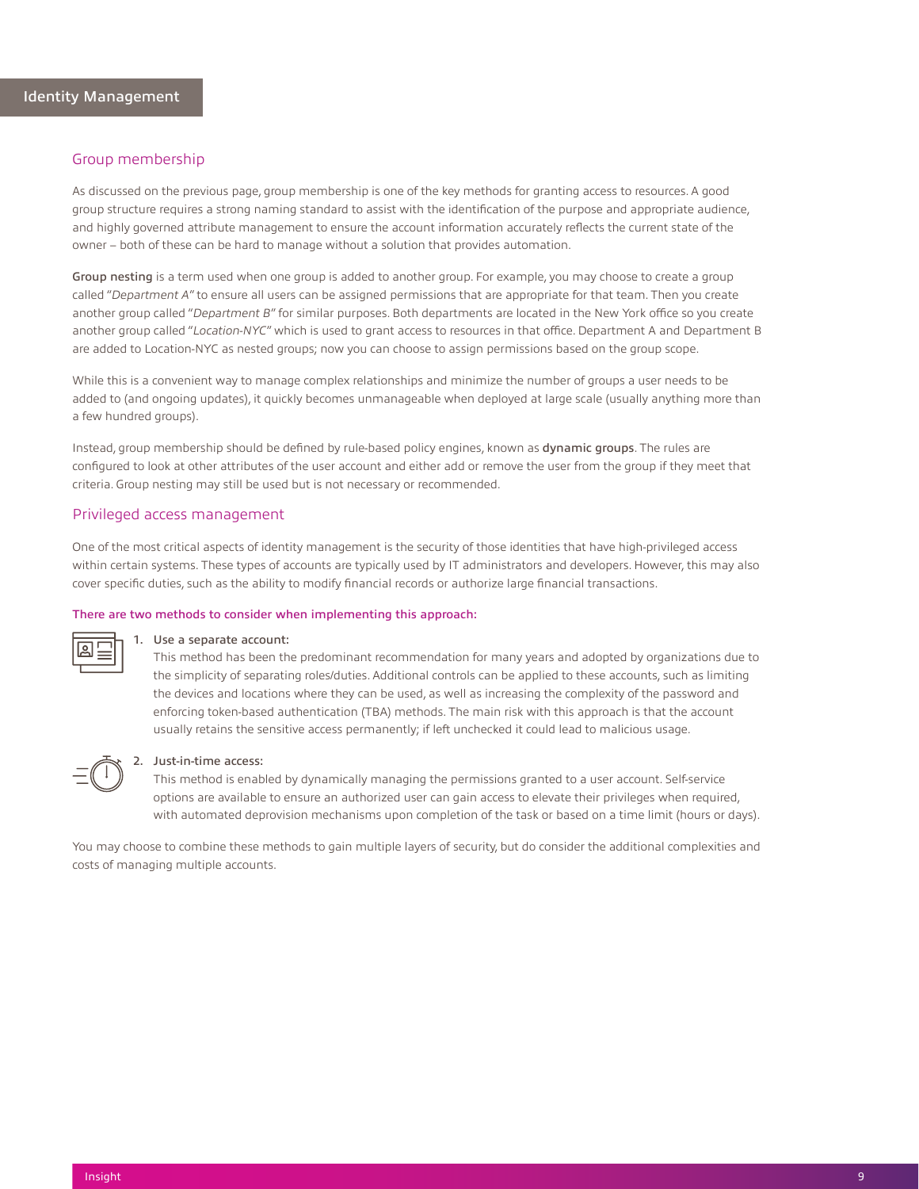## Group membership

As discussed on the previous page, group membership is one of the key methods for granting access to resources. A good group structure requires a strong naming standard to assist with the identification of the purpose and appropriate audience, and highly governed attribute management to ensure the account information accurately reflects the current state of the owner – both of these can be hard to manage without a solution that provides automation.

**Group nesting** is a term used when one group is added to another group. For example, you may choose to create a group called "*Department A*" to ensure all users can be assigned permissions that are appropriate for that team. Then you create another group called "*Department B*" for similar purposes. Both departments are located in the New York office so you create another group called "*Location-NYC*" which is used to grant access to resources in that office. Department A and Department B are added to Location-NYC as nested groups; now you can choose to assign permissions based on the group scope.

While this is a convenient way to manage complex relationships and minimize the number of groups a user needs to be added to (and ongoing updates), it quickly becomes unmanageable when deployed at large scale (usually anything more than a few hundred groups).

Instead, group membership should be defined by rule-based policy engines, known as **dynamic groups**. The rules are configured to look at other attributes of the user account and either add or remove the user from the group if they meet that criteria. Group nesting may still be used but is not necessary or recommended.

## Privileged access management

One of the most critical aspects of identity management is the security of those identities that have high-privileged access within certain systems. These types of accounts are typically used by IT administrators and developers. However, this may also cover specific duties, such as the ability to modify financial records or authorize large financial transactions.

**There are two methods to consider when implementing this approach:**

1. **Use a separate account:**
   This method has been the predominant recommendation for many years and adopted by organizations due to the simplicity of separating roles/duties. Additional controls can be applied to these accounts, such as limiting the devices and locations where they can be used, as well as increasing the complexity of the password and enforcing token-based authentication (TBA) methods. The main risk with this approach is that the account usually retains the sensitive access permanently; if left unchecked it could lead to malicious usage.

2. **Just-in-time access:**
   This method is enabled by dynamically managing the permissions granted to a user account. Self-service options are available to ensure an authorized user can gain access to elevate their privileges when required, with automated deprovision mechanisms upon completion of the task or based on a time limit (hours or days).

You may choose to combine these methods to gain multiple layers of security, but do consider the additional complexities and costs of managing multiple accounts.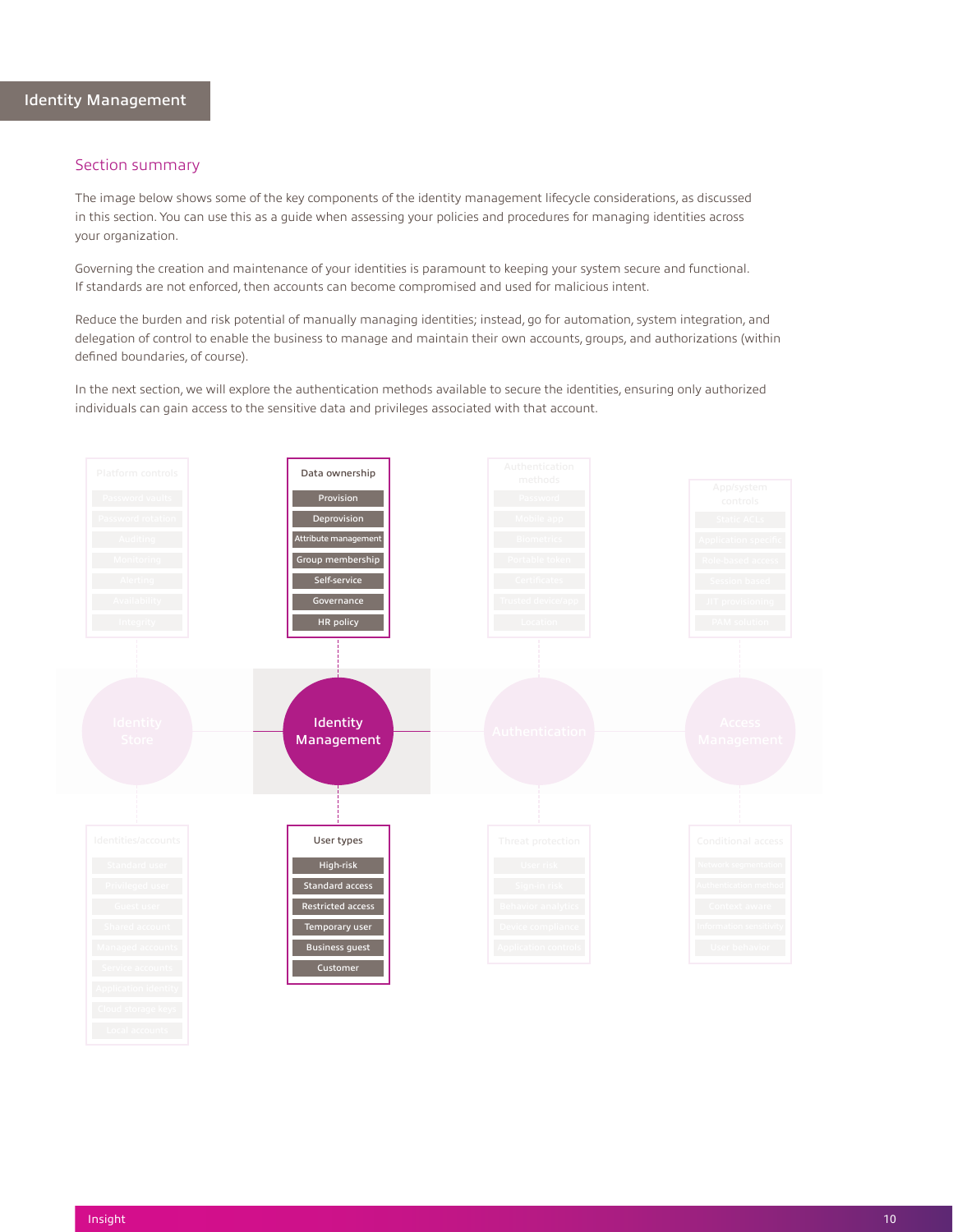## Identity Management

### Section summary

The image below shows some of the key components of the identity management lifecycle considerations, as discussed in this section. You can use this as a guide when assessing your policies and procedures for managing identities across your organization.

Governing the creation and maintenance of your identities is paramount to keeping your system secure and functional. If standards are not enforced, then accounts can become compromised and used for malicious intent.

Reduce the burden and risk potential of manually managing identities; instead, go for automation, system integration, and delegation of control to enable the business to manage and maintain their own accounts, groups, and authorizations (within defined boundaries, of course).

In the next section, we will explore the authentication methods available to secure the identities, ensuring only authorized individuals can gain access to the sensitive data and privileges associated with that account.

**Identity Management**

**Data ownership**

- Provision
- Deprovision
- Attribute management
- Group membership
- Self-service
- Governance
- HR policy

**User types**

- High-risk
- Standard access
- Restricted access
- Temporary user
- Business guest
- Customer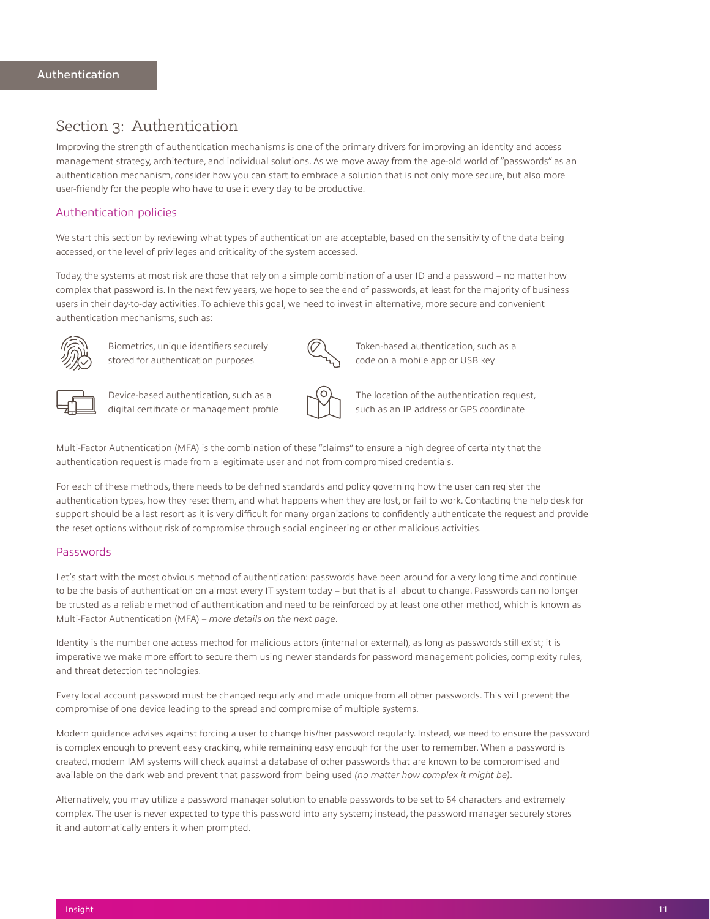# Section 3: Authentication

Improving the strength of authentication mechanisms is one of the primary drivers for improving an identity and access management strategy, architecture, and individual solutions. As we move away from the age-old world of "passwords" as an authentication mechanism, consider how you can start to embrace a solution that is not only more secure, but also more user-friendly for the people who have to use it every day to be productive.

## Authentication policies

We start this section by reviewing what types of authentication are acceptable, based on the sensitivity of the data being accessed, or the level of privileges and criticality of the system accessed.

Today, the systems at most risk are those that rely on a simple combination of a user ID and a password – no matter how complex that password is. In the next few years, we hope to see the end of passwords, at least for the majority of business users in their day-to-day activities. To achieve this goal, we need to invest in alternative, more secure and convenient authentication mechanisms, such as:

- Biometrics, unique identifiers securely stored for authentication purposes
- Token-based authentication, such as a code on a mobile app or USB key
- Device-based authentication, such as a digital certificate or management profile
- The location of the authentication request, such as an IP address or GPS coordinate

Multi-Factor Authentication (MFA) is the combination of these "claims" to ensure a high degree of certainty that the authentication request is made from a legitimate user and not from compromised credentials.

For each of these methods, there needs to be defined standards and policy governing how the user can register the authentication types, how they reset them, and what happens when they are lost, or fail to work. Contacting the help desk for support should be a last resort as it is very difficult for many organizations to confidently authenticate the request and provide the reset options without risk of compromise through social engineering or other malicious activities.

## Passwords

Let's start with the most obvious method of authentication: passwords have been around for a very long time and continue to be the basis of authentication on almost every IT system today – but that is all about to change. Passwords can no longer be trusted as a reliable method of authentication and need to be reinforced by at least one other method, which is known as Multi-Factor Authentication (MFA) – *more details on the next page*.

Identity is the number one access method for malicious actors (internal or external), as long as passwords still exist; it is imperative we make more effort to secure them using newer standards for password management policies, complexity rules, and threat detection technologies.

Every local account password must be changed regularly and made unique from all other passwords. This will prevent the compromise of one device leading to the spread and compromise of multiple systems.

Modern guidance advises against forcing a user to change his/her password regularly. Instead, we need to ensure the password is complex enough to prevent easy cracking, while remaining easy enough for the user to remember. When a password is created, modern IAM systems will check against a database of other passwords that are known to be compromised and available on the dark web and prevent that password from being used *(no matter how complex it might be)*.

Alternatively, you may utilize a password manager solution to enable passwords to be set to 64 characters and extremely complex. The user is never expected to type this password into any system; instead, the password manager securely stores it and automatically enters it when prompted.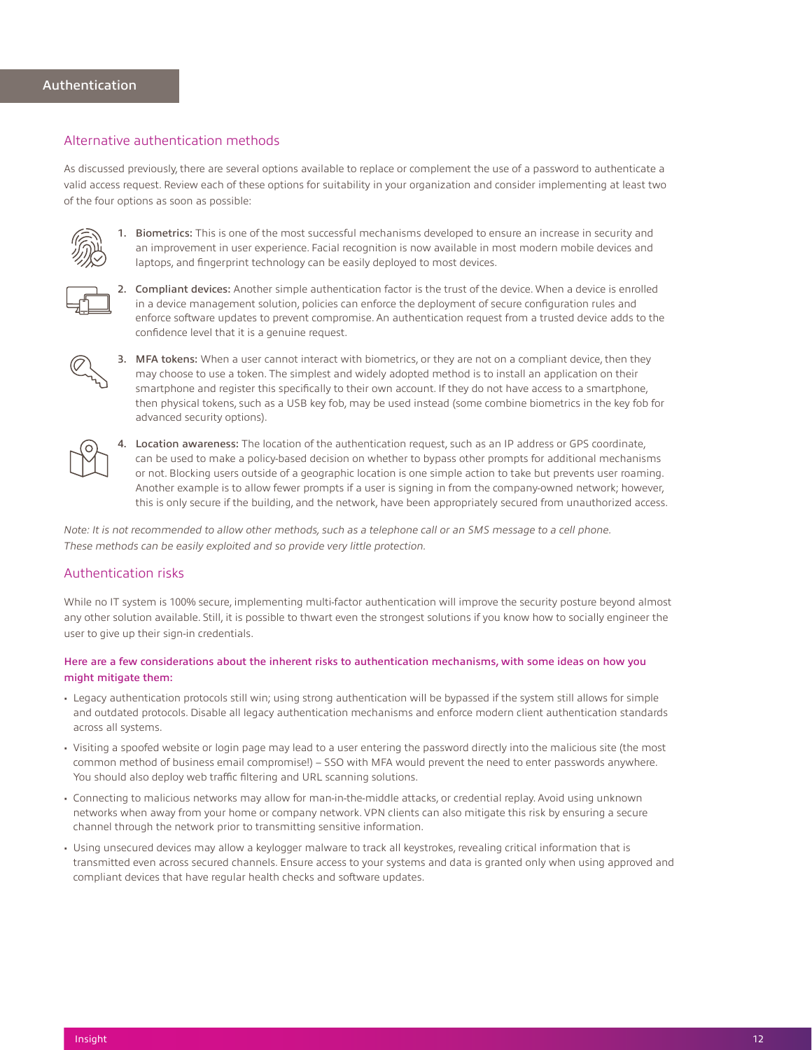# Authentication

## Alternative authentication methods

As discussed previously, there are several options available to replace or complement the use of a password to authenticate a valid access request. Review each of these options for suitability in your organization and consider implementing at least two of the four options as soon as possible:

1. **Biometrics:** This is one of the most successful mechanisms developed to ensure an increase in security and an improvement in user experience. Facial recognition is now available in most modern mobile devices and laptops, and fingerprint technology can be easily deployed to most devices.
2. **Compliant devices:** Another simple authentication factor is the trust of the device. When a device is enrolled in a device management solution, policies can enforce the deployment of secure configuration rules and enforce software updates to prevent compromise. An authentication request from a trusted device adds to the confidence level that it is a genuine request.
3. **MFA tokens:** When a user cannot interact with biometrics, or they are not on a compliant device, then they may choose to use a token. The simplest and widely adopted method is to install an application on their smartphone and register this specifically to their own account. If they do not have access to a smartphone, then physical tokens, such as a USB key fob, may be used instead (some combine biometrics in the key fob for advanced security options).
4. **Location awareness:** The location of the authentication request, such as an IP address or GPS coordinate, can be used to make a policy-based decision on whether to bypass other prompts for additional mechanisms or not. Blocking users outside of a geographic location is one simple action to take but prevents user roaming. Another example is to allow fewer prompts if a user is signing in from the company-owned network; however, this is only secure if the building, and the network, have been appropriately secured from unauthorized access.

*Note: It is not recommended to allow other methods, such as a telephone call or an SMS message to a cell phone. These methods can be easily exploited and so provide very little protection.*

## Authentication risks

While no IT system is 100% secure, implementing multi-factor authentication will improve the security posture beyond almost any other solution available. Still, it is possible to thwart even the strongest solutions if you know how to socially engineer the user to give up their sign-in credentials.

**Here are a few considerations about the inherent risks to authentication mechanisms, with some ideas on how you might mitigate them:**

- Legacy authentication protocols still win; using strong authentication will be bypassed if the system still allows for simple and outdated protocols. Disable all legacy authentication mechanisms and enforce modern client authentication standards across all systems.
- Visiting a spoofed website or login page may lead to a user entering the password directly into the malicious site (the most common method of business email compromise!) – SSO with MFA would prevent the need to enter passwords anywhere. You should also deploy web traffic filtering and URL scanning solutions.
- Connecting to malicious networks may allow for man-in-the-middle attacks, or credential replay. Avoid using unknown networks when away from your home or company network. VPN clients can also mitigate this risk by ensuring a secure channel through the network prior to transmitting sensitive information.
- Using unsecured devices may allow a keylogger malware to track all keystrokes, revealing critical information that is transmitted even across secured channels. Ensure access to your systems and data is granted only when using approved and compliant devices that have regular health checks and software updates.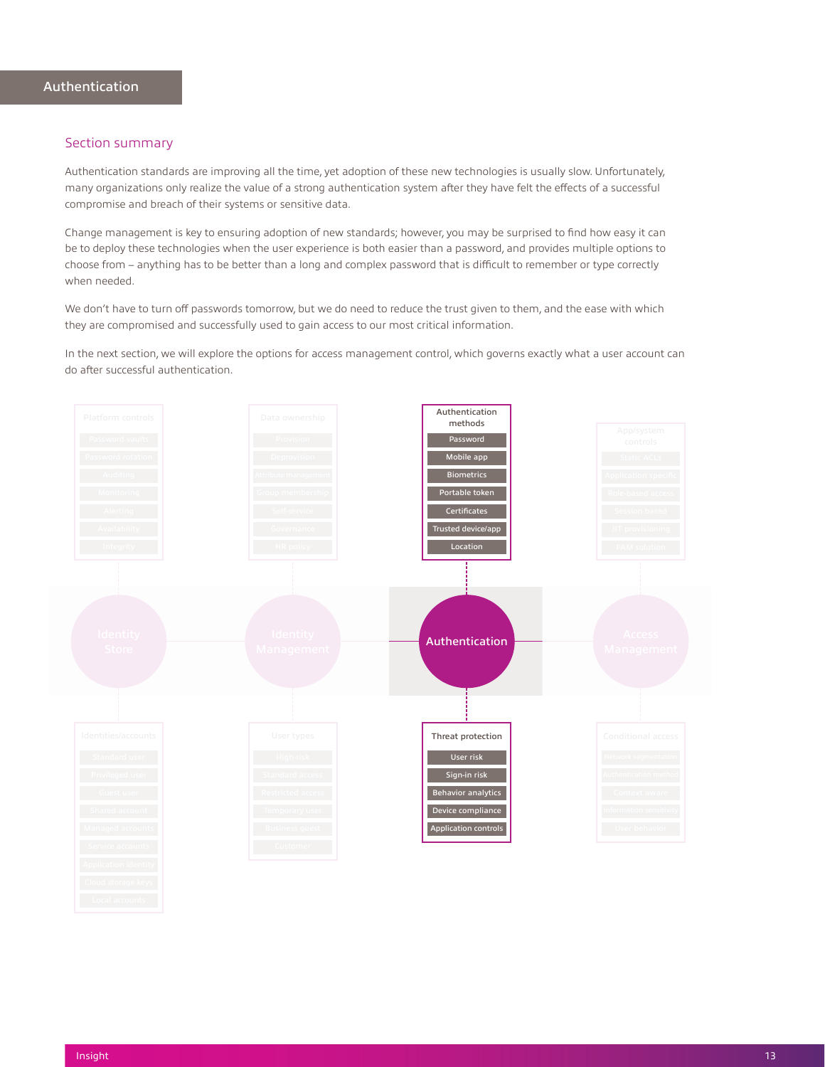## Authentication

### Section summary

Authentication standards are improving all the time, yet adoption of these new technologies is usually slow. Unfortunately, many organizations only realize the value of a strong authentication system after they have felt the effects of a successful compromise and breach of their systems or sensitive data.

Change management is key to ensuring adoption of new standards; however, you may be surprised to find how easy it can be to deploy these technologies when the user experience is both easier than a password, and provides multiple options to choose from – anything has to be better than a long and complex password that is difficult to remember or type correctly when needed.

We don't have to turn off passwords tomorrow, but we do need to reduce the trust given to them, and the ease with which they are compromised and successfully used to gain access to our most critical information.

In the next section, we will explore the options for access management control, which governs exactly what a user account can do after successful authentication.

**Authentication methods**

- Password
- Mobile app
- Biometrics
- Portable token
- Certificates
- Trusted device/app
- Location

**Authentication**

**Threat protection**

- User risk
- Sign-in risk
- Behavior analytics
- Device compliance
- Application controls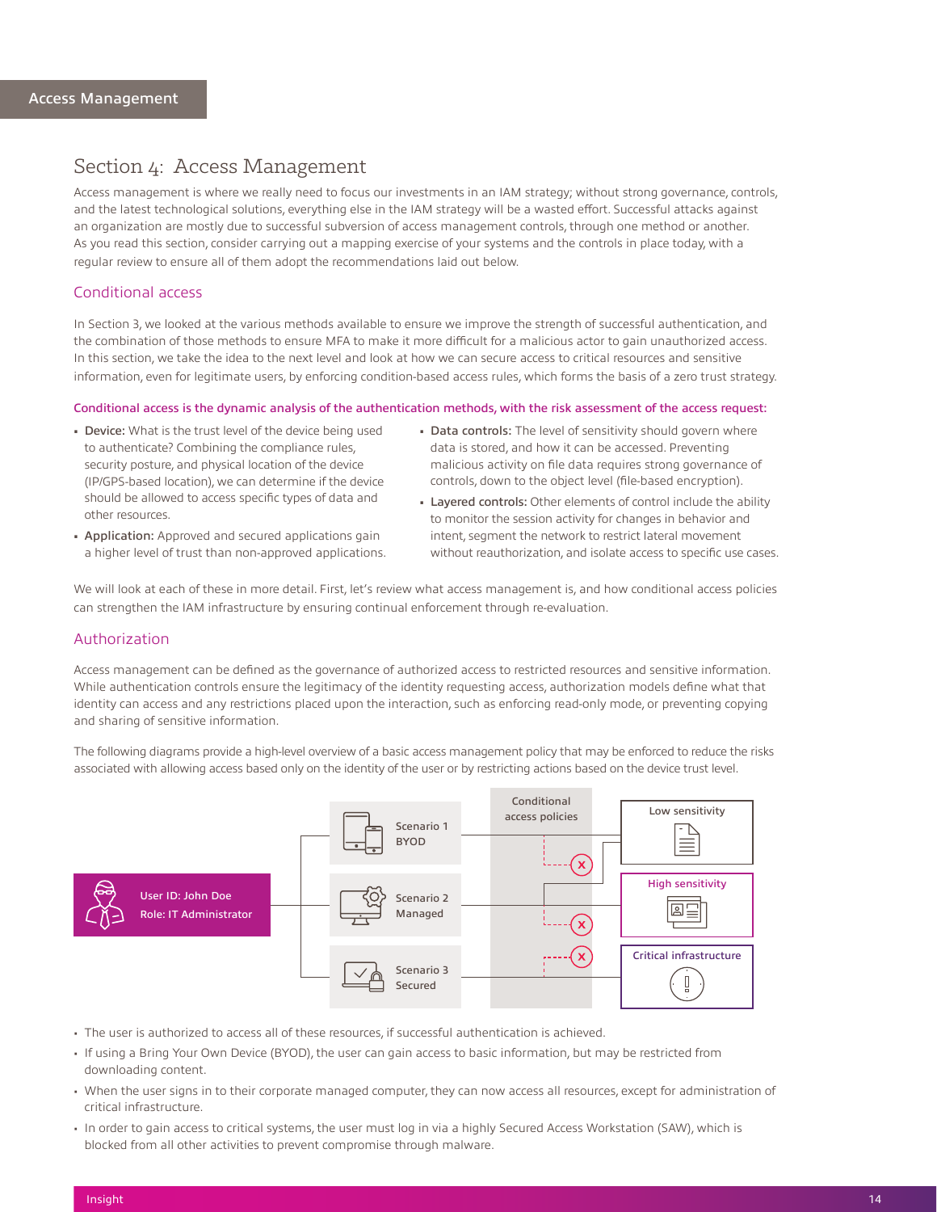## Section 4: Access Management

Access management is where we really need to focus our investments in an IAM strategy; without strong governance, controls, and the latest technological solutions, everything else in the IAM strategy will be a wasted effort. Successful attacks against an organization are mostly due to successful subversion of access management controls, through one method or another. As you read this section, consider carrying out a mapping exercise of your systems and the controls in place today, with a regular review to ensure all of them adopt the recommendations laid out below.

### Conditional access

In Section 3, we looked at the various methods available to ensure we improve the strength of successful authentication, and the combination of those methods to ensure MFA to make it more difficult for a malicious actor to gain unauthorized access. In this section, we take the idea to the next level and look at how we can secure access to critical resources and sensitive information, even for legitimate users, by enforcing condition-based access rules, which forms the basis of a zero trust strategy.

**Conditional access is the dynamic analysis of the authentication methods, with the risk assessment of the access request:**

- **Device:** What is the trust level of the device being used to authenticate? Combining the compliance rules, security posture, and physical location of the device (IP/GPS-based location), we can determine if the device should be allowed to access specific types of data and other resources.
- **Application:** Approved and secured applications gain a higher level of trust than non-approved applications.
- **Data controls:** The level of sensitivity should govern where data is stored, and how it can be accessed. Preventing malicious activity on file data requires strong governance of controls, down to the object level (file-based encryption).
- **Layered controls:** Other elements of control include the ability to monitor the session activity for changes in behavior and intent, segment the network to restrict lateral movement without reauthorization, and isolate access to specific use cases.

We will look at each of these in more detail. First, let's review what access management is, and how conditional access policies can strengthen the IAM infrastructure by ensuring continual enforcement through re-evaluation.

### Authorization

Access management can be defined as the governance of authorized access to restricted resources and sensitive information. While authentication controls ensure the legitimacy of the identity requesting access, authorization models define what that identity can access and any restrictions placed upon the interaction, such as enforcing read-only mode, or preventing copying and sharing of sensitive information.

The following diagrams provide a high-level overview of a basic access management policy that may be enforced to reduce the risks associated with allowing access based only on the identity of the user or by restricting actions based on the device trust level.

User ID: John Doe
Role: IT Administrator

Scenario 1 BYOD | Scenario 2 Managed | Scenario 3 Secured

Conditional access policies

Low sensitivity | High sensitivity | Critical infrastructure

- The user is authorized to access all of these resources, if successful authentication is achieved.
- If using a Bring Your Own Device (BYOD), the user can gain access to basic information, but may be restricted from downloading content.
- When the user signs in to their corporate managed computer, they can now access all resources, except for administration of critical infrastructure.
- In order to gain access to critical systems, the user must log in via a highly Secured Access Workstation (SAW), which is blocked from all other activities to prevent compromise through malware.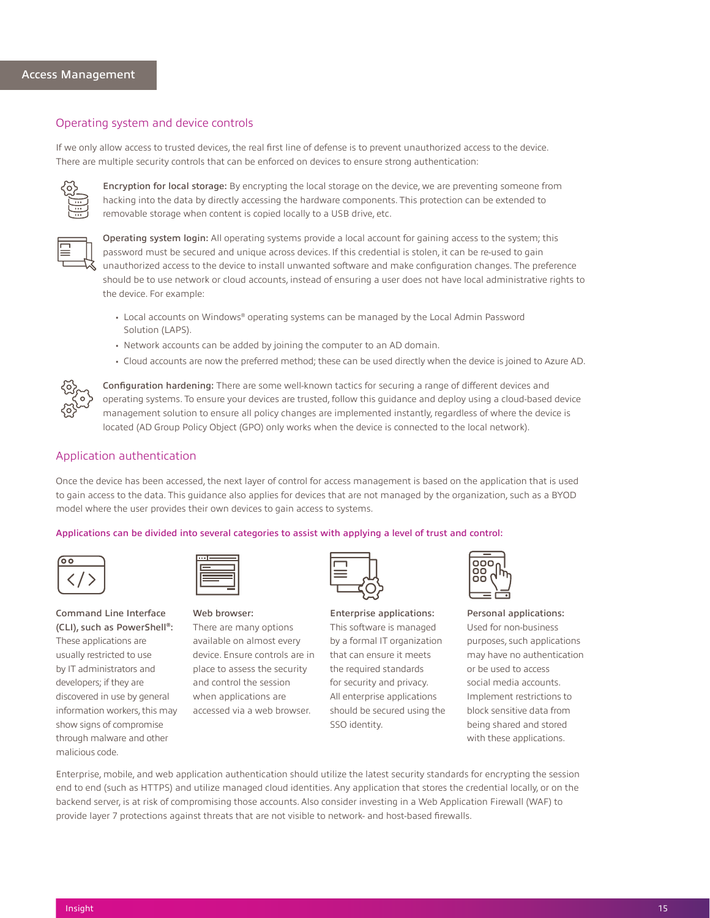## Access Management

### Operating system and device controls

If we only allow access to trusted devices, the real first line of defense is to prevent unauthorized access to the device. There are multiple security controls that can be enforced on devices to ensure strong authentication:

**Encryption for local storage:** By encrypting the local storage on the device, we are preventing someone from hacking into the data by directly accessing the hardware components. This protection can be extended to removable storage when content is copied locally to a USB drive, etc.

**Operating system login:** All operating systems provide a local account for gaining access to the system; this password must be secured and unique across devices. If this credential is stolen, it can be re-used to gain unauthorized access to the device to install unwanted software and make configuration changes. The preference should be to use network or cloud accounts, instead of ensuring a user does not have local administrative rights to the device. For example:

- Local accounts on Windows® operating systems can be managed by the Local Admin Password Solution (LAPS).
- Network accounts can be added by joining the computer to an AD domain.
- Cloud accounts are now the preferred method; these can be used directly when the device is joined to Azure AD.

**Configuration hardening:** There are some well-known tactics for securing a range of different devices and operating systems. To ensure your devices are trusted, follow this guidance and deploy using a cloud-based device management solution to ensure all policy changes are implemented instantly, regardless of where the device is located (AD Group Policy Object (GPO) only works when the device is connected to the local network).

### Application authentication

Once the device has been accessed, the next layer of control for access management is based on the application that is used to gain access to the data. This guidance also applies for devices that are not managed by the organization, such as a BYOD model where the user provides their own devices to gain access to systems.

**Applications can be divided into several categories to assist with applying a level of trust and control:**

**Command Line Interface (CLI), such as PowerShell®:** These applications are usually restricted to use by IT administrators and developers; if they are discovered in use by general information workers, this may show signs of compromise through malware and other malicious code.

**Web browser:** There are many options available on almost every device. Ensure controls are in place to assess the security and control the session when applications are accessed via a web browser.

**Enterprise applications:** This software is managed by a formal IT organization that can ensure it meets the required standards for security and privacy. All enterprise applications should be secured using the SSO identity.

**Personal applications:** Used for non-business purposes, such applications may have no authentication or be used to access social media accounts. Implement restrictions to block sensitive data from being shared and stored with these applications.

Enterprise, mobile, and web application authentication should utilize the latest security standards for encrypting the session end to end (such as HTTPS) and utilize managed cloud identities. Any application that stores the credential locally, or on the backend server, is at risk of compromising those accounts. Also consider investing in a Web Application Firewall (WAF) to provide layer 7 protections against threats that are not visible to network- and host-based firewalls.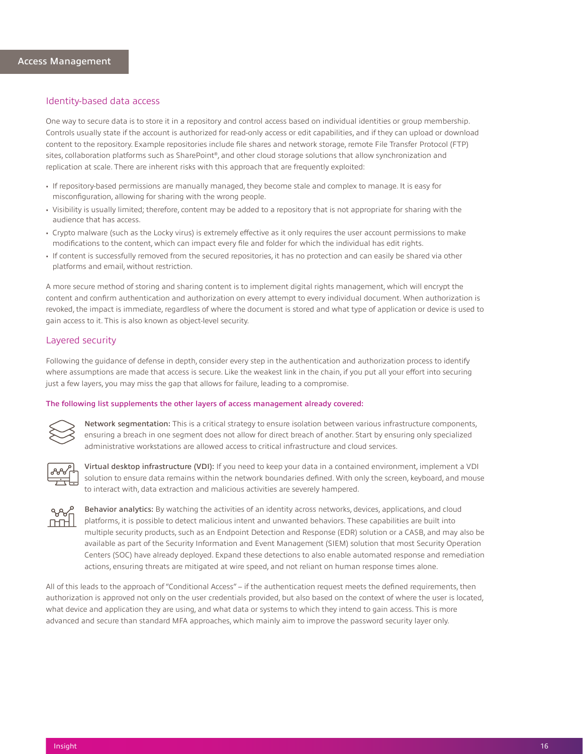## Access Management

### Identity-based data access

One way to secure data is to store it in a repository and control access based on individual identities or group membership. Controls usually state if the account is authorized for read-only access or edit capabilities, and if they can upload or download content to the repository. Example repositories include file shares and network storage, remote File Transfer Protocol (FTP) sites, collaboration platforms such as SharePoint®, and other cloud storage solutions that allow synchronization and replication at scale. There are inherent risks with this approach that are frequently exploited:

- If repository-based permissions are manually managed, they become stale and complex to manage. It is easy for misconfiguration, allowing for sharing with the wrong people.
- Visibility is usually limited; therefore, content may be added to a repository that is not appropriate for sharing with the audience that has access.
- Crypto malware (such as the Locky virus) is extremely effective as it only requires the user account permissions to make modifications to the content, which can impact every file and folder for which the individual has edit rights.
- If content is successfully removed from the secured repositories, it has no protection and can easily be shared via other platforms and email, without restriction.

A more secure method of storing and sharing content is to implement digital rights management, which will encrypt the content and confirm authentication and authorization on every attempt to every individual document. When authorization is revoked, the impact is immediate, regardless of where the document is stored and what type of application or device is used to gain access to it. This is also known as object-level security.

### Layered security

Following the guidance of defense in depth, consider every step in the authentication and authorization process to identify where assumptions are made that access is secure. Like the weakest link in the chain, if you put all your effort into securing just a few layers, you may miss the gap that allows for failure, leading to a compromise.

**The following list supplements the other layers of access management already covered:**

**Network segmentation:** This is a critical strategy to ensure isolation between various infrastructure components, ensuring a breach in one segment does not allow for direct breach of another. Start by ensuring only specialized administrative workstations are allowed access to critical infrastructure and cloud services.

**Virtual desktop infrastructure (VDI):** If you need to keep your data in a contained environment, implement a VDI solution to ensure data remains within the network boundaries defined. With only the screen, keyboard, and mouse to interact with, data extraction and malicious activities are severely hampered.

**Behavior analytics:** By watching the activities of an identity across networks, devices, applications, and cloud platforms, it is possible to detect malicious intent and unwanted behaviors. These capabilities are built into multiple security products, such as an Endpoint Detection and Response (EDR) solution or a CASB, and may also be available as part of the Security Information and Event Management (SIEM) solution that most Security Operation Centers (SOC) have already deployed. Expand these detections to also enable automated response and remediation actions, ensuring threats are mitigated at wire speed, and not reliant on human response times alone.

All of this leads to the approach of "Conditional Access" – if the authentication request meets the defined requirements, then authorization is approved not only on the user credentials provided, but also based on the context of where the user is located, what device and application they are using, and what data or systems to which they intend to gain access. This is more advanced and secure than standard MFA approaches, which mainly aim to improve the password security layer only.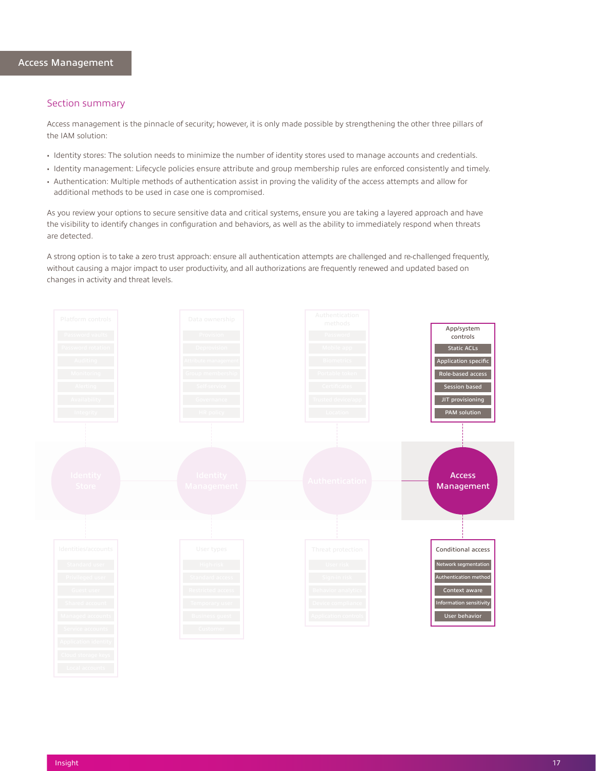## Access Management

### Section summary

Access management is the pinnacle of security; however, it is only made possible by strengthening the other three pillars of the IAM solution:

- Identity stores: The solution needs to minimize the number of identity stores used to manage accounts and credentials.
- Identity management: Lifecycle policies ensure attribute and group membership rules are enforced consistently and timely.
- Authentication: Multiple methods of authentication assist in proving the validity of the access attempts and allow for additional methods to be used in case one is compromised.

As you review your options to secure sensitive data and critical systems, ensure you are taking a layered approach and have the visibility to identify changes in configuration and behaviors, as well as the ability to immediately respond when threats are detected.

A strong option is to take a zero trust approach: ensure all authentication attempts are challenged and re-challenged frequently, without causing a major impact to user productivity, and all authorizations are frequently renewed and updated based on changes in activity and threat levels.

**Access Management**

App/system controls
- Static ACLs
- Application specific
- Role-based access
- Session based
- JIT provisioning
- PAM solution

Conditional access
- Network segmentation
- Authentication method
- Context aware
- Information sensitivity
- User behavior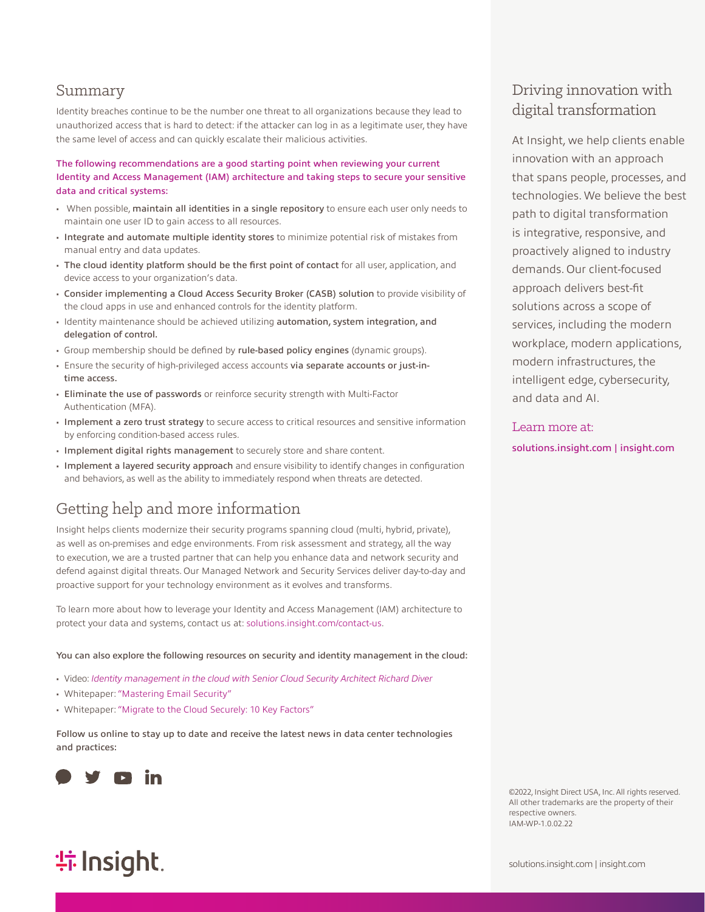## Summary

Identity breaches continue to be the number one threat to all organizations because they lead to unauthorized access that is hard to detect: if the attacker can log in as a legitimate user, they have the same level of access and can quickly escalate their malicious activities.

The following recommendations are a good starting point when reviewing your current Identity and Access Management (IAM) architecture and taking steps to secure your sensitive data and critical systems:

- When possible, **maintain all identities in a single repository** to ensure each user only needs to maintain one user ID to gain access to all resources.
- **Integrate and automate multiple identity stores** to minimize potential risk of mistakes from manual entry and data updates.
- **The cloud identity platform should be the first point of contact** for all user, application, and device access to your organization's data.
- **Consider implementing a Cloud Access Security Broker (CASB) solution** to provide visibility of the cloud apps in use and enhanced controls for the identity platform.
- Identity maintenance should be achieved utilizing **automation, system integration, and delegation of control.**
- Group membership should be defined by **rule-based policy engines** (dynamic groups).
- Ensure the security of high-privileged access accounts **via separate accounts or just-in-time access.**
- **Eliminate the use of passwords** or reinforce security strength with Multi-Factor Authentication (MFA).
- **Implement a zero trust strategy** to secure access to critical resources and sensitive information by enforcing condition-based access rules.
- **Implement digital rights management** to securely store and share content.
- **Implement a layered security approach** and ensure visibility to identify changes in configuration and behaviors, as well as the ability to immediately respond when threats are detected.

## Getting help and more information

Insight helps clients modernize their security programs spanning cloud (multi, hybrid, private), as well as on-premises and edge environments. From risk assessment and strategy, all the way to execution, we are a trusted partner that can help you enhance data and network security and defend against digital threats. Our Managed Network and Security Services deliver day-to-day and proactive support for your technology environment as it evolves and transforms.

To learn more about how to leverage your Identity and Access Management (IAM) architecture to protect your data and systems, contact us at: solutions.insight.com/contact-us.

**You can also explore the following resources on security and identity management in the cloud:**

- Video: *Identity management in the cloud with Senior Cloud Security Architect Richard Diver*
- Whitepaper: "Mastering Email Security"
- Whitepaper: "Migrate to the Cloud Securely: 10 Key Factors"

**Follow us online to stay up to date and receive the latest news in data center technologies and practices:**

## Driving innovation with digital transformation

At Insight, we help clients enable innovation with an approach that spans people, processes, and technologies. We believe the best path to digital transformation is integrative, responsive, and proactively aligned to industry demands. Our client-focused approach delivers best-fit solutions across a scope of services, including the modern workplace, modern applications, modern infrastructures, the intelligent edge, cybersecurity, and data and AI.

Learn more at:

**solutions.insight.com | insight.com**

©2022, Insight Direct USA, Inc. All rights reserved. All other trademarks are the property of their respective owners.
IAM-WP-1.0.02.22

Insight.